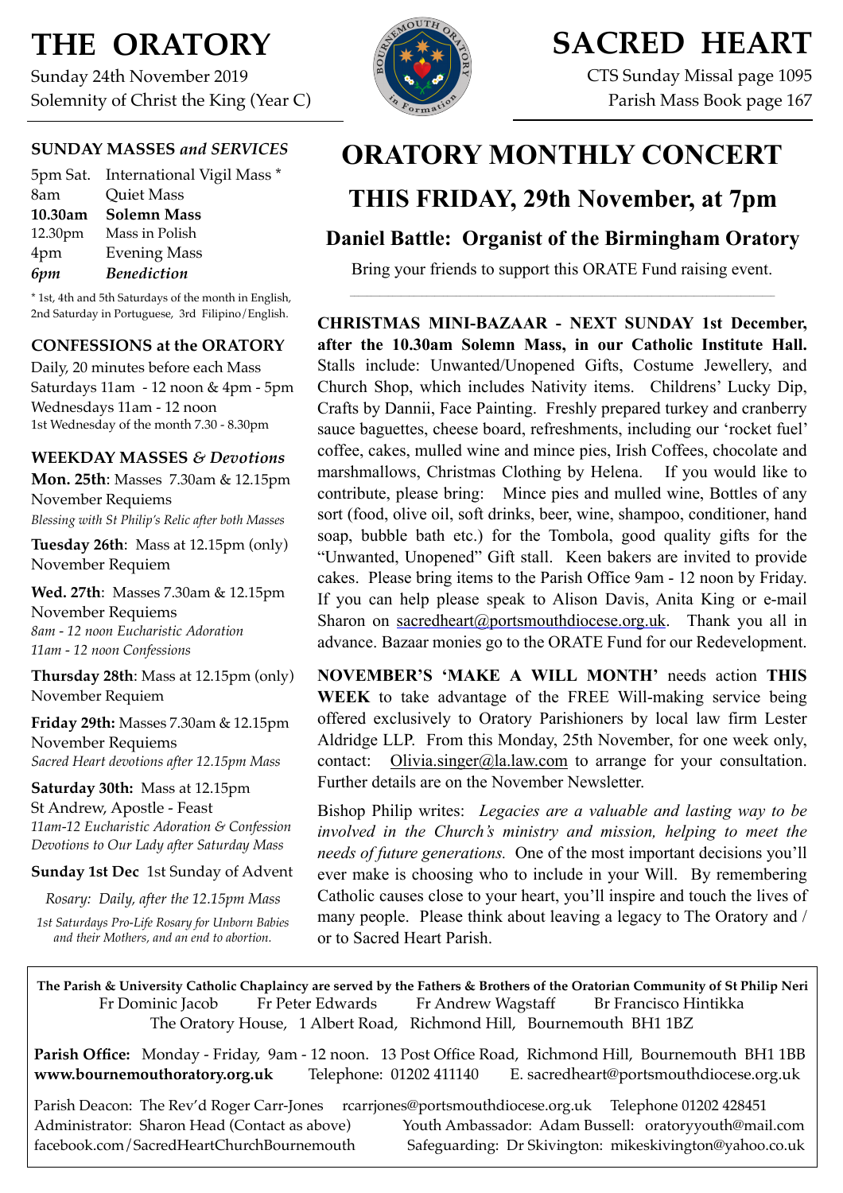# THE ORATORY

Sunday 24th November 2019
Solemnity of Christ the King (Year C)

# SACRED HEART

CTS Sunday Missal page 1095
Parish Mass Book page 167

## SUNDAY MASSES *and SERVICES*

| | |
|---|---|
| 5pm Sat. | International Vigil Mass * |
| 8am | Quiet Mass |
| **10.30am** | **Solemn Mass** |
| 12.30pm | Mass in Polish |
| 4pm | Evening Mass |
| ***6pm*** | ***Benediction*** |

* 1st, 4th and 5th Saturdays of the month in English, 2nd Saturday in Portuguese, 3rd Filipino/English.

## CONFESSIONS at the ORATORY

Daily, 20 minutes before each Mass
Saturdays 11am - 12 noon & 4pm - 5pm
Wednesdays 11am - 12 noon
1st Wednesday of the month 7.30 - 8.30pm

## WEEKDAY MASSES *& Devotions*

**Mon. 25th**: Masses 7.30am & 12.15pm
November Requiems
*Blessing with St Philip's Relic after both Masses*

**Tuesday 26th**: Mass at 12.15pm (only)
November Requiem

**Wed. 27th**: Masses 7.30am & 12.15pm
November Requiems
*8am - 12 noon Eucharistic Adoration*
*11am - 12 noon Confessions*

**Thursday 28th**: Mass at 12.15pm (only)
November Requiem

**Friday 29th:** Masses 7.30am & 12.15pm
November Requiems
*Sacred Heart devotions after 12.15pm Mass*

**Saturday 30th:** Mass at 12.15pm
St Andrew, Apostle - Feast
*11am-12 Eucharistic Adoration & Confession*
*Devotions to Our Lady after Saturday Mass*

**Sunday 1st Dec** 1st Sunday of Advent

*Rosary: Daily, after the 12.15pm Mass*

*1st Saturdays Pro-Life Rosary for Unborn Babies and their Mothers, and an end to abortion.*

# ORATORY MONTHLY CONCERT

## THIS FRIDAY, 29th November, at 7pm

### Daniel Battle: Organist of the Birmingham Oratory

Bring your friends to support this ORATE Fund raising event.

---

**CHRISTMAS MINI-BAZAAR - NEXT SUNDAY 1st December, after the 10.30am Solemn Mass, in our Catholic Institute Hall.** Stalls include: Unwanted/Unopened Gifts, Costume Jewellery, and Church Shop, which includes Nativity items. Childrens' Lucky Dip, Crafts by Dannii, Face Painting. Freshly prepared turkey and cranberry sauce baguettes, cheese board, refreshments, including our 'rocket fuel' coffee, cakes, mulled wine and mince pies, Irish Coffees, chocolate and marshmallows, Christmas Clothing by Helena. If you would like to contribute, please bring: Mince pies and mulled wine, Bottles of any sort (food, olive oil, soft drinks, beer, wine, shampoo, conditioner, hand soap, bubble bath etc.) for the Tombola, good quality gifts for the "Unwanted, Unopened" Gift stall. Keen bakers are invited to provide cakes. Please bring items to the Parish Office 9am - 12 noon by Friday. If you can help please speak to Alison Davis, Anita King or e-mail Sharon on sacredheart@portsmouthdiocese.org.uk. Thank you all in advance. Bazaar monies go to the ORATE Fund for our Redevelopment.

**NOVEMBER'S 'MAKE A WILL MONTH'** needs action **THIS WEEK** to take advantage of the FREE Will-making service being offered exclusively to Oratory Parishioners by local law firm Lester Aldridge LLP. From this Monday, 25th November, for one week only, contact: Olivia.singer@la.law.com to arrange for your consultation. Further details are on the November Newsletter.

Bishop Philip writes: *Legacies are a valuable and lasting way to be involved in the Church's ministry and mission, helping to meet the needs of future generations.* One of the most important decisions you'll ever make is choosing who to include in your Will. By remembering Catholic causes close to your heart, you'll inspire and touch the lives of many people. Please think about leaving a legacy to The Oratory and / or to Sacred Heart Parish.

---

**The Parish & University Catholic Chaplaincy are served by the Fathers & Brothers of the Oratorian Community of St Philip Neri**
Fr Dominic Jacob    Fr Peter Edwards    Fr Andrew Wagstaff    Br Francisco Hintikka
The Oratory House, 1 Albert Road, Richmond Hill, Bournemouth BH1 1BZ

**Parish Office:** Monday - Friday, 9am - 12 noon. 13 Post Office Road, Richmond Hill, Bournemouth BH1 1BB
**www.bournemouthoratory.org.uk**    Telephone: 01202 411140    E. sacredheart@portsmouthdiocese.org.uk

Parish Deacon: The Rev'd Roger Carr-Jones    rcarrjones@portsmouthdiocese.org.uk    Telephone 01202 428451
Administrator: Sharon Head (Contact as above)    Youth Ambassador: Adam Bussell: oratoryyouth@mail.com
facebook.com/SacredHeartChurchBournemouth    Safeguarding: Dr Skivington: mikeskivington@yahoo.co.uk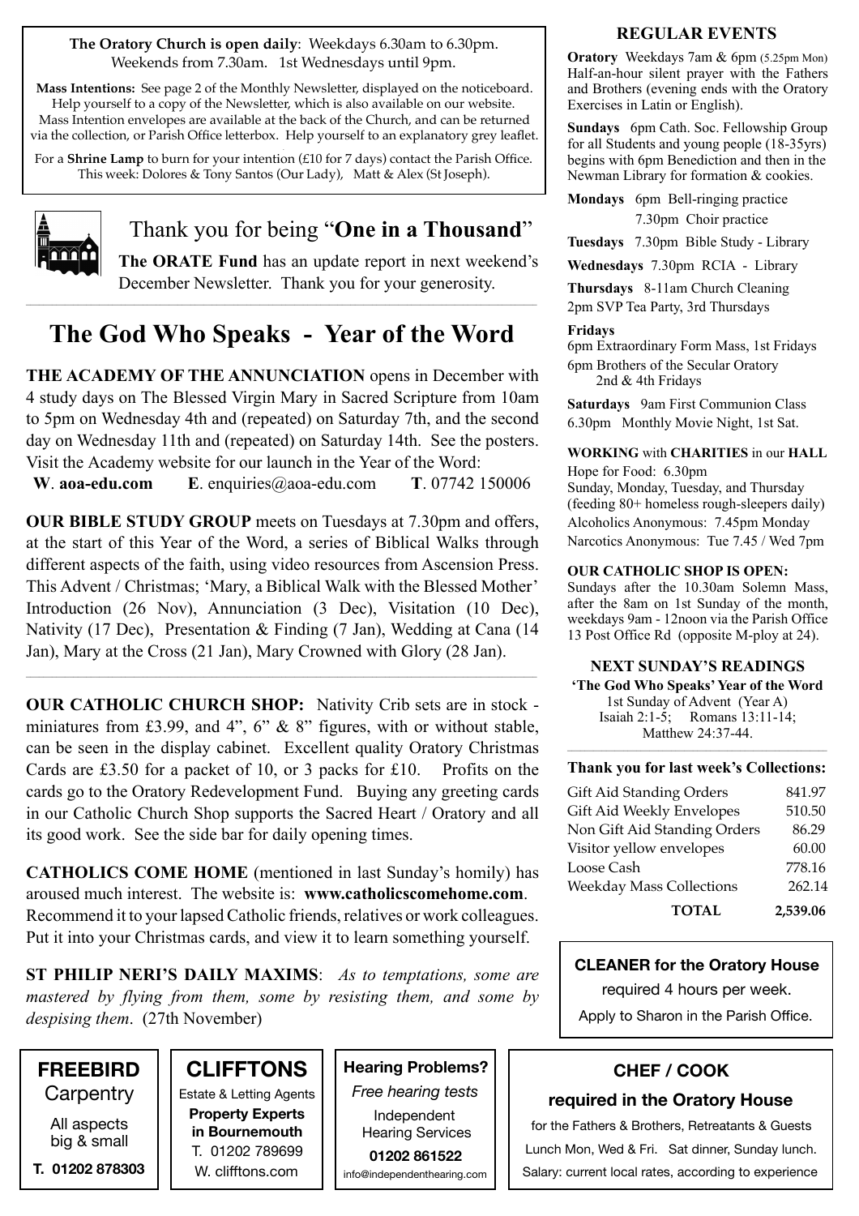**The Oratory Church is open daily**: Weekdays 6.30am to 6.30pm. Weekends from 7.30am. 1st Wednesdays until 9pm.

**Mass Intentions:** See page 2 of the Monthly Newsletter, displayed on the noticeboard. Help yourself to a copy of the Newsletter, which is also available on our website. Mass Intention envelopes are available at the back of the Church, and can be returned via the collection, or Parish Office letterbox. Help yourself to an explanatory grey leaflet.

For a **Shrine Lamp** to burn for your intention (£10 for 7 days) contact the Parish Office. This week: Dolores & Tony Santos (Our Lady), Matt & Alex (St Joseph).

Thank you for being "**One in a Thousand**"

**The ORATE Fund** has an update report in next weekend's December Newsletter. Thank you for your generosity.

# The God Who Speaks - Year of the Word

**THE ACADEMY OF THE ANNUNCIATION** opens in December with 4 study days on The Blessed Virgin Mary in Sacred Scripture from 10am to 5pm on Wednesday 4th and (repeated) on Saturday 7th, and the second day on Wednesday 11th and (repeated) on Saturday 14th. See the posters. Visit the Academy website for our launch in the Year of the Word:
**W**. **aoa-edu.com** **E**. enquiries@aoa-edu.com **T**. 07742 150006

**OUR BIBLE STUDY GROUP** meets on Tuesdays at 7.30pm and offers, at the start of this Year of the Word, a series of Biblical Walks through different aspects of the faith, using video resources from Ascension Press. This Advent / Christmas; 'Mary, a Biblical Walk with the Blessed Mother' Introduction (26 Nov), Annunciation (3 Dec), Visitation (10 Dec), Nativity (17 Dec), Presentation & Finding (7 Jan), Wedding at Cana (14 Jan), Mary at the Cross (21 Jan), Mary Crowned with Glory (28 Jan).

**OUR CATHOLIC CHURCH SHOP:** Nativity Crib sets are in stock - miniatures from £3.99, and 4", 6" & 8" figures, with or without stable, can be seen in the display cabinet. Excellent quality Oratory Christmas Cards are £3.50 for a packet of 10, or 3 packs for £10. Profits on the cards go to the Oratory Redevelopment Fund. Buying any greeting cards in our Catholic Church Shop supports the Sacred Heart / Oratory and all its good work. See the side bar for daily opening times.

**CATHOLICS COME HOME** (mentioned in last Sunday's homily) has aroused much interest. The website is: **www.catholicscomehome.com**. Recommend it to your lapsed Catholic friends, relatives or work colleagues. Put it into your Christmas cards, and view it to learn something yourself.

**ST PHILIP NERI'S DAILY MAXIMS**: *As to temptations, some are mastered by flying from them, some by resisting them, and some by despising them*. (27th November)

## REGULAR EVENTS

**Oratory** Weekdays 7am & 6pm (5.25pm Mon) Half-an-hour silent prayer with the Fathers and Brothers (evening ends with the Oratory Exercises in Latin or English).

**Sundays** 6pm Cath. Soc. Fellowship Group for all Students and young people (18-35yrs) begins with 6pm Benediction and then in the Newman Library for formation & cookies.

**Mondays** 6pm Bell-ringing practice
7.30pm Choir practice

**Tuesdays** 7.30pm Bible Study - Library

**Wednesdays** 7.30pm RCIA - Library

**Thursdays** 8-11am Church Cleaning
2pm SVP Tea Party, 3rd Thursdays

**Fridays**
6pm Extraordinary Form Mass, 1st Fridays
6pm Brothers of the Secular Oratory 2nd & 4th Fridays

**Saturdays** 9am First Communion Class
6.30pm Monthly Movie Night, 1st Sat.

**WORKING** with **CHARITIES** in our **HALL**
Hope for Food: 6.30pm
Sunday, Monday, Tuesday, and Thursday (feeding 80+ homeless rough-sleepers daily)
Alcoholics Anonymous: 7.45pm Monday
Narcotics Anonymous: Tue 7.45 / Wed 7pm

**OUR CATHOLIC SHOP IS OPEN:**
Sundays after the 10.30am Solemn Mass, after the 8am on 1st Sunday of the month, weekdays 9am - 12noon via the Parish Office 13 Post Office Rd (opposite M-ploy at 24).

**NEXT SUNDAY'S READINGS**
**'The God Who Speaks' Year of the Word**
1st Sunday of Advent (Year A)
Isaiah 2:1-5; Romans 13:11-14; Matthew 24:37-44.

**Thank you for last week's Collections:**

| | |
|---|---|
| Gift Aid Standing Orders | 841.97 |
| Gift Aid Weekly Envelopes | 510.50 |
| Non Gift Aid Standing Orders | 86.29 |
| Visitor yellow envelopes | 60.00 |
| Loose Cash | 778.16 |
| Weekday Mass Collections | 262.14 |
| **TOTAL** | **2,539.06** |

**CLEANER for the Oratory House**
required 4 hours per week.
Apply to Sharon in the Parish Office.

**FREEBIRD** Carpentry
All aspects big & small
**T. 01202 878303**

**CLIFFTONS**
Estate & Letting Agents
**Property Experts in Bournemouth**
T. 01202 789699
W. clifftons.com

**Hearing Problems?**
*Free hearing tests*
Independent Hearing Services
**01202 861522**
info@independenthearing.com

**CHEF / COOK**
**required in the Oratory House**
for the Fathers & Brothers, Retreatants & Guests
Lunch Mon, Wed & Fri. Sat dinner, Sunday lunch.
Salary: current local rates, according to experience